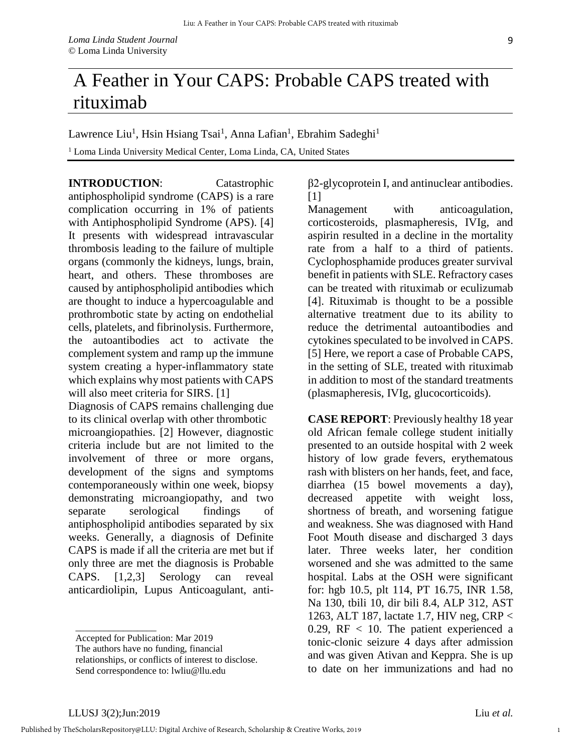# A Feather in Your CAPS: Probable CAPS treated with rituximab

Lawrence Liu[1], Hsin Hsiang Tsai[1], Anna Lafian[1], Ebrahim Sadeghi[1]

[1] Loma Linda University Medical Center, Loma Linda, CA, United States

**INTRODUCTION**: Catastrophic antiphospholipid syndrome (CAPS) is a rare complication occurring in 1% of patients with Antiphospholipid Syndrome (APS). [4] It presents with widespread intravascular thrombosis leading to the failure of multiple organs (commonly the kidneys, lungs, brain, heart, and others. These thromboses are caused by antiphospholipid antibodies which are thought to induce a hypercoagulable and prothrombotic state by acting on endothelial cells, platelets, and fibrinolysis. Furthermore, the autoantibodies act to activate the complement system and ramp up the immune system creating a hyper-inflammatory state which explains why most patients with CAPS will also meet criteria for SIRS. [1]

Diagnosis of CAPS remains challenging due to its clinical overlap with other thrombotic microangiopathies. [2] However, diagnostic criteria include but are not limited to the involvement of three or more organs, development of the signs and symptoms contemporaneously within one week, biopsy demonstrating microangiopathy, and two separate serological findings of antiphospholipid antibodies separated by six weeks. Generally, a diagnosis of Definite CAPS is made if all the criteria are met but if only three are met the diagnosis is Probable CAPS. [1,2,3] Serology can reveal anticardiolipin, Lupus Anticoagulant, anti-β2-glycoprotein I, and antinuclear antibodies. [1]

Management with anticoagulation, corticosteroids, plasmapheresis, IVIg, and aspirin resulted in a decline in the mortality rate from a half to a third of patients. Cyclophosphamide produces greater survival benefit in patients with SLE. Refractory cases can be treated with rituximab or eculizumab [4]. Rituximab is thought to be a possible alternative treatment due to its ability to reduce the detrimental autoantibodies and cytokines speculated to be involved in CAPS. [5] Here, we report a case of Probable CAPS, in the setting of SLE, treated with rituximab in addition to most of the standard treatments (plasmapheresis, IVIg, glucocorticoids).

**CASE REPORT**: Previously healthy 18 year old African female college student initially presented to an outside hospital with 2 week history of low grade fevers, erythematous rash with blisters on her hands, feet, and face, diarrhea (15 bowel movements a day), decreased appetite with weight loss, shortness of breath, and worsening fatigue and weakness. She was diagnosed with Hand Foot Mouth disease and discharged 3 days later. Three weeks later, her condition worsened and she was admitted to the same hospital. Labs at the OSH were significant for: hgb 10.5, plt 114, PT 16.75, INR 1.58, Na 130, tbili 10, dir bili 8.4, ALP 312, AST 1263, ALT 187, lactate 1.7, HIV neg, CRP < 0.29, RF < 10. The patient experienced a tonic-clonic seizure 4 days after admission and was given Ativan and Keppra. She is up to date on her immunizations and had no

---

Accepted for Publication: Mar 2019
The authors have no funding, financial relationships, or conflicts of interest to disclose.
Send correspondence to: lwliu@llu.edu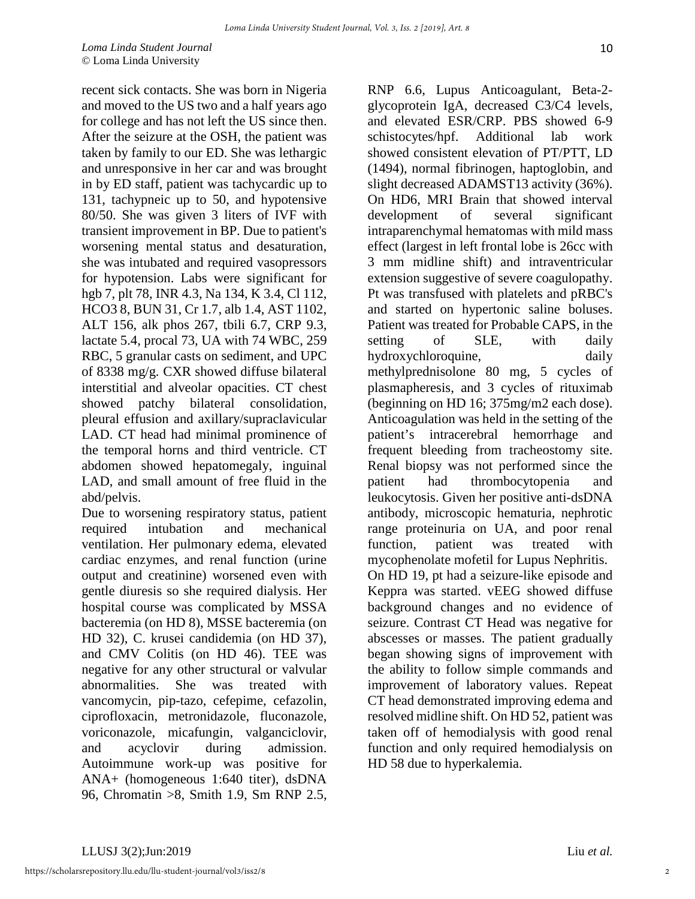recent sick contacts. She was born in Nigeria and moved to the US two and a half years ago for college and has not left the US since then. After the seizure at the OSH, the patient was taken by family to our ED. She was lethargic and unresponsive in her car and was brought in by ED staff, patient was tachycardic up to 131, tachypneic up to 50, and hypotensive 80/50. She was given 3 liters of IVF with transient improvement in BP. Due to patient's worsening mental status and desaturation, she was intubated and required vasopressors for hypotension. Labs were significant for hgb 7, plt 78, INR 4.3, Na 134, K 3.4, Cl 112, HCO3 8, BUN 31, Cr 1.7, alb 1.4, AST 1102, ALT 156, alk phos 267, tbili 6.7, CRP 9.3, lactate 5.4, procal 73, UA with 74 WBC, 259 RBC, 5 granular casts on sediment, and UPC of 8338 mg/g. CXR showed diffuse bilateral interstitial and alveolar opacities. CT chest showed patchy bilateral consolidation, pleural effusion and axillary/supraclavicular LAD. CT head had minimal prominence of the temporal horns and third ventricle. CT abdomen showed hepatomegaly, inguinal LAD, and small amount of free fluid in the abd/pelvis.

Due to worsening respiratory status, patient required intubation and mechanical ventilation. Her pulmonary edema, elevated cardiac enzymes, and renal function (urine output and creatinine) worsened even with gentle diuresis so she required dialysis. Her hospital course was complicated by MSSA bacteremia (on HD 8), MSSE bacteremia (on HD 32), C. krusei candidemia (on HD 37), and CMV Colitis (on HD 46). TEE was negative for any other structural or valvular abnormalities. She was treated with vancomycin, pip-tazo, cefepime, cefazolin, ciprofloxacin, metronidazole, fluconazole, voriconazole, micafungin, valganciclovir, and acyclovir during admission. Autoimmune work-up was positive for ANA+ (homogeneous 1:640 titer), dsDNA 96, Chromatin >8, Smith 1.9, Sm RNP 2.5, RNP 6.6, Lupus Anticoagulant, Beta-2-glycoprotein IgA, decreased C3/C4 levels, and elevated ESR/CRP. PBS showed 6-9 schistocytes/hpf. Additional lab work showed consistent elevation of PT/PTT, LD (1494), normal fibrinogen, haptoglobin, and slight decreased ADAMST13 activity (36%). On HD6, MRI Brain that showed interval development of several significant intraparenchymal hematomas with mild mass effect (largest in left frontal lobe is 26cc with 3 mm midline shift) and intraventricular extension suggestive of severe coagulopathy. Pt was transfused with platelets and pRBC's and started on hypertonic saline boluses. Patient was treated for Probable CAPS, in the setting of SLE, with daily hydroxychloroquine, daily methylprednisolone 80 mg, 5 cycles of plasmapheresis, and 3 cycles of rituximab (beginning on HD 16; 375mg/m2 each dose). Anticoagulation was held in the setting of the patient's intracerebral hemorrhage and frequent bleeding from tracheostomy site. Renal biopsy was not performed since the patient had thrombocytopenia and leukocytosis. Given her positive anti-dsDNA antibody, microscopic hematuria, nephrotic range proteinuria on UA, and poor renal function, patient was treated with mycophenolate mofetil for Lupus Nephritis.

On HD 19, pt had a seizure-like episode and Keppra was started. vEEG showed diffuse background changes and no evidence of seizure. Contrast CT Head was negative for abscesses or masses. The patient gradually began showing signs of improvement with the ability to follow simple commands and improvement of laboratory values. Repeat CT head demonstrated improving edema and resolved midline shift. On HD 52, patient was taken off of hemodialysis with good renal function and only required hemodialysis on HD 58 due to hyperkalemia.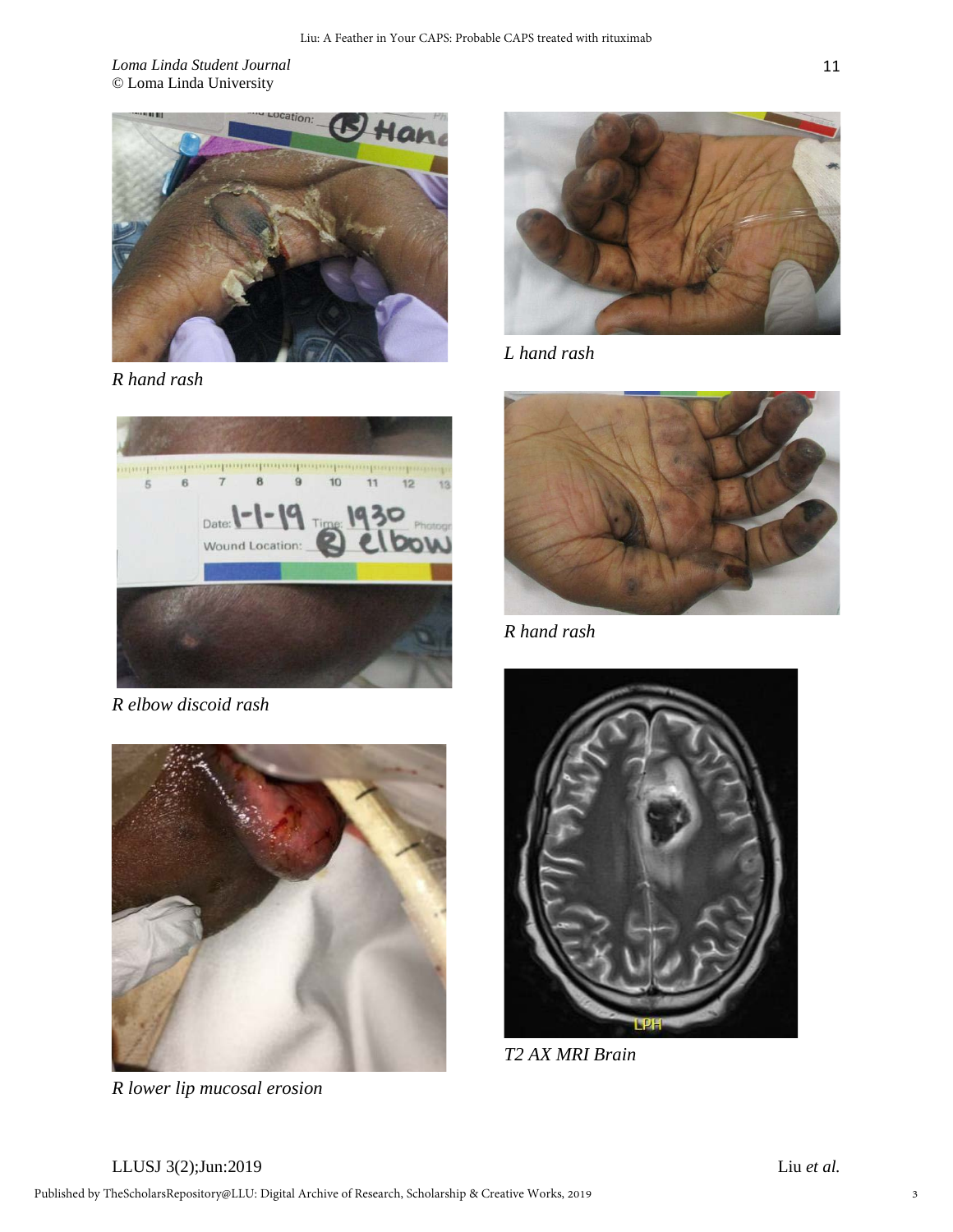*R hand rash*

*L hand rash*

*R elbow discoid rash*

*R hand rash*

*R lower lip mucosal erosion*

*T2 AX MRI Brain*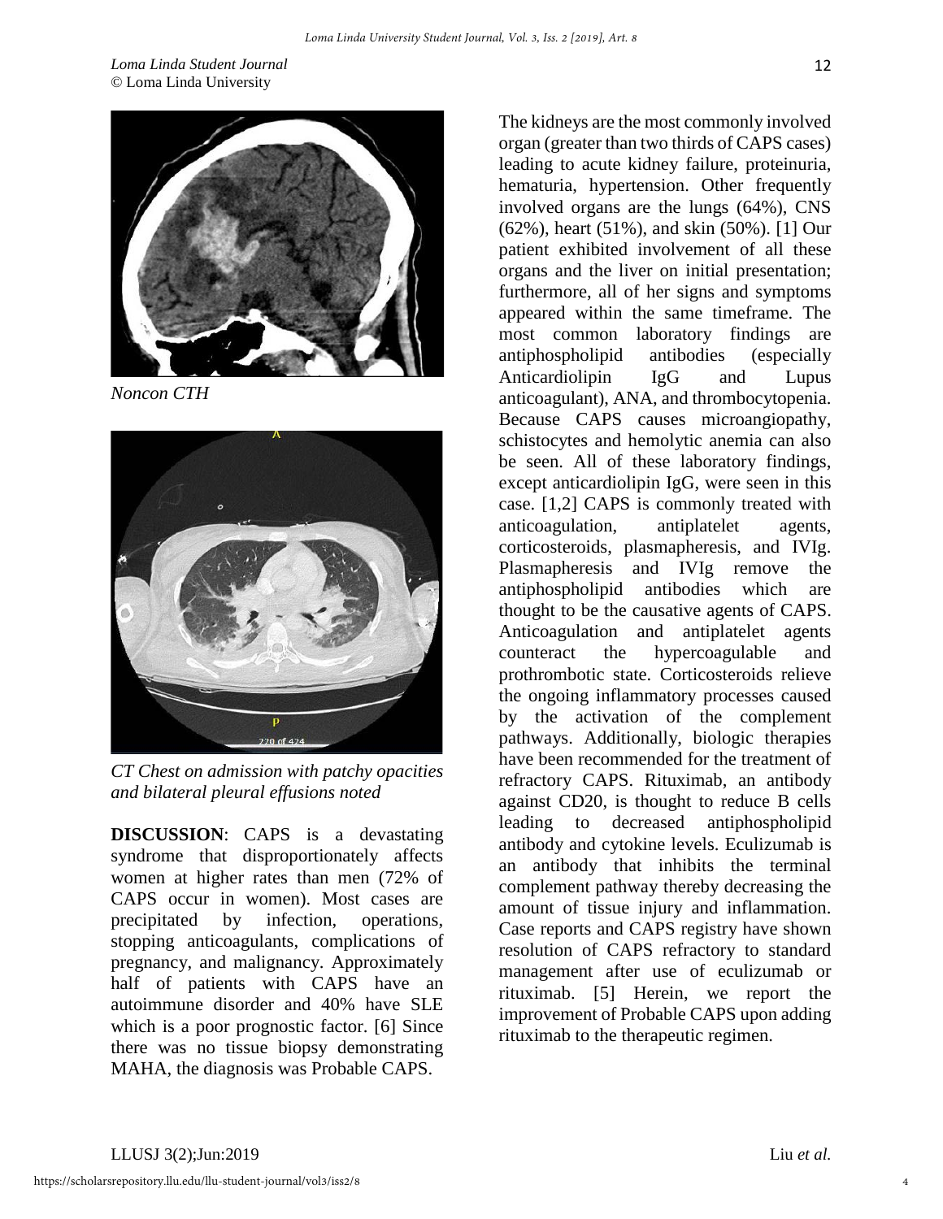Noncon CTH

*CT Chest on admission with patchy opacities and bilateral pleural effusions noted*

**DISCUSSION**: CAPS is a devastating syndrome that disproportionately affects women at higher rates than men (72% of CAPS occur in women). Most cases are precipitated by infection, operations, stopping anticoagulants, complications of pregnancy, and malignancy. Approximately half of patients with CAPS have an autoimmune disorder and 40% have SLE which is a poor prognostic factor. [6] Since there was no tissue biopsy demonstrating MAHA, the diagnosis was Probable CAPS.

The kidneys are the most commonly involved organ (greater than two thirds of CAPS cases) leading to acute kidney failure, proteinuria, hematuria, hypertension. Other frequently involved organs are the lungs (64%), CNS (62%), heart (51%), and skin (50%). [1] Our patient exhibited involvement of all these organs and the liver on initial presentation; furthermore, all of her signs and symptoms appeared within the same timeframe. The most common laboratory findings are antiphospholipid antibodies (especially Anticardiolipin IgG and Lupus anticoagulant), ANA, and thrombocytopenia. Because CAPS causes microangiopathy, schistocytes and hemolytic anemia can also be seen. All of these laboratory findings, except anticardiolipin IgG, were seen in this case. [1,2] CAPS is commonly treated with anticoagulation, antiplatelet agents, corticosteroids, plasmapheresis, and IVIg. Plasmapheresis and IVIg remove the antiphospholipid antibodies which are thought to be the causative agents of CAPS. Anticoagulation and antiplatelet agents counteract the hypercoagulable and prothrombotic state. Corticosteroids relieve the ongoing inflammatory processes caused by the activation of the complement pathways. Additionally, biologic therapies have been recommended for the treatment of refractory CAPS. Rituximab, an antibody against CD20, is thought to reduce B cells leading to decreased antiphospholipid antibody and cytokine levels. Eculizumab is an antibody that inhibits the terminal complement pathway thereby decreasing the amount of tissue injury and inflammation. Case reports and CAPS registry have shown resolution of CAPS refractory to standard management after use of eculizumab or rituximab. [5] Herein, we report the improvement of Probable CAPS upon adding rituximab to the therapeutic regimen.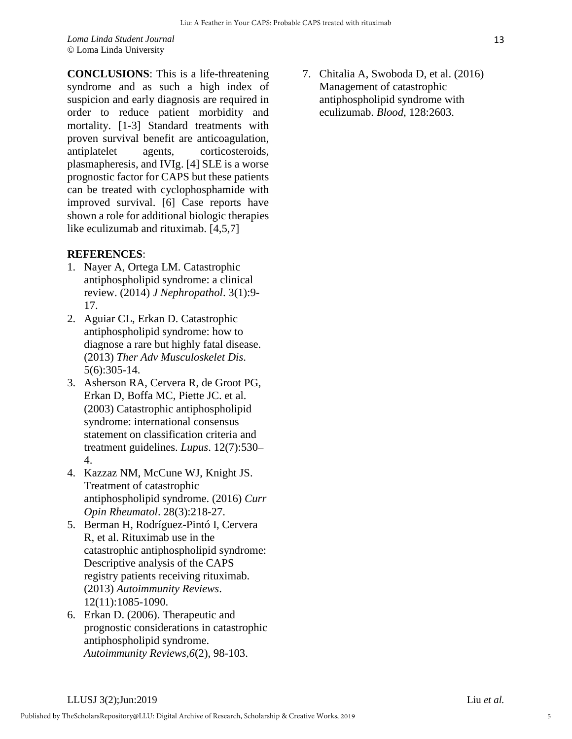**CONCLUSIONS**: This is a life-threatening syndrome and as such a high index of suspicion and early diagnosis are required in order to reduce patient morbidity and mortality. [1-3] Standard treatments with proven survival benefit are anticoagulation, antiplatelet agents, corticosteroids, plasmapheresis, and IVIg. [4] SLE is a worse prognostic factor for CAPS but these patients can be treated with cyclophosphamide with improved survival. [6] Case reports have shown a role for additional biologic therapies like eculizumab and rituximab. [4,5,7]

**REFERENCES**:

1. Nayer A, Ortega LM. Catastrophic antiphospholipid syndrome: a clinical review. (2014) *J Nephropathol*. 3(1):9-17.
2. Aguiar CL, Erkan D. Catastrophic antiphospholipid syndrome: how to diagnose a rare but highly fatal disease. (2013) *Ther Adv Musculoskelet Dis*. 5(6):305-14.
3. Asherson RA, Cervera R, de Groot PG, Erkan D, Boffa MC, Piette JC. et al. (2003) Catastrophic antiphospholipid syndrome: international consensus statement on classification criteria and treatment guidelines. *Lupus*. 12(7):530–4.
4. Kazzaz NM, McCune WJ, Knight JS. Treatment of catastrophic antiphospholipid syndrome. (2016) *Curr Opin Rheumatol*. 28(3):218-27.
5. Berman H, Rodríguez-Pintó I, Cervera R, et al. Rituximab use in the catastrophic antiphospholipid syndrome: Descriptive analysis of the CAPS registry patients receiving rituximab. (2013) *Autoimmunity Reviews*. 12(11):1085-1090.
6. Erkan D. (2006). Therapeutic and prognostic considerations in catastrophic antiphospholipid syndrome. *Autoimmunity Reviews*,*6*(2), 98-103.
7. Chitalia A, Swoboda D, et al. (2016) Management of catastrophic antiphospholipid syndrome with eculizumab. *Blood*, 128:2603.